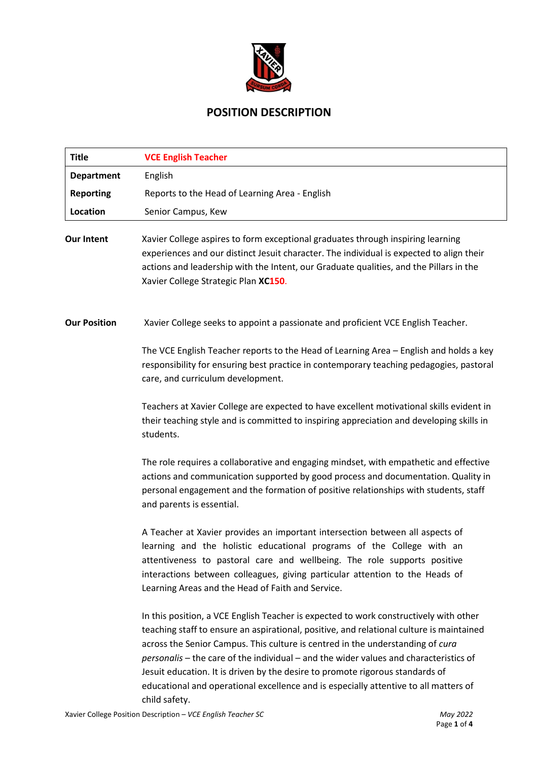# POSITION DESCRIPTION

| **Title** | **VCE English Teacher** |
| --- | --- |
| **Department** | English |
| **Reporting** | Reports to the Head of Learning Area - English |
| **Location** | Senior Campus, Kew |

**Our Intent**

Xavier College aspires to form exceptional graduates through inspiring learning experiences and our distinct Jesuit character. The individual is expected to align their actions and leadership with the Intent, our Graduate qualities, and the Pillars in the Xavier College Strategic Plan **XC150**.

**Our Position**

Xavier College seeks to appoint a passionate and proficient VCE English Teacher.

The VCE English Teacher reports to the Head of Learning Area – English and holds a key responsibility for ensuring best practice in contemporary teaching pedagogies, pastoral care, and curriculum development.

Teachers at Xavier College are expected to have excellent motivational skills evident in their teaching style and is committed to inspiring appreciation and developing skills in students.

The role requires a collaborative and engaging mindset, with empathetic and effective actions and communication supported by good process and documentation. Quality in personal engagement and the formation of positive relationships with students, staff and parents is essential.

A Teacher at Xavier provides an important intersection between all aspects of learning and the holistic educational programs of the College with an attentiveness to pastoral care and wellbeing. The role supports positive interactions between colleagues, giving particular attention to the Heads of Learning Areas and the Head of Faith and Service.

In this position, a VCE English Teacher is expected to work constructively with other teaching staff to ensure an aspirational, positive, and relational culture is maintained across the Senior Campus. This culture is centred in the understanding of *cura personalis* – the care of the individual – and the wider values and characteristics of Jesuit education. It is driven by the desire to promote rigorous standards of educational and operational excellence and is especially attentive to all matters of child safety.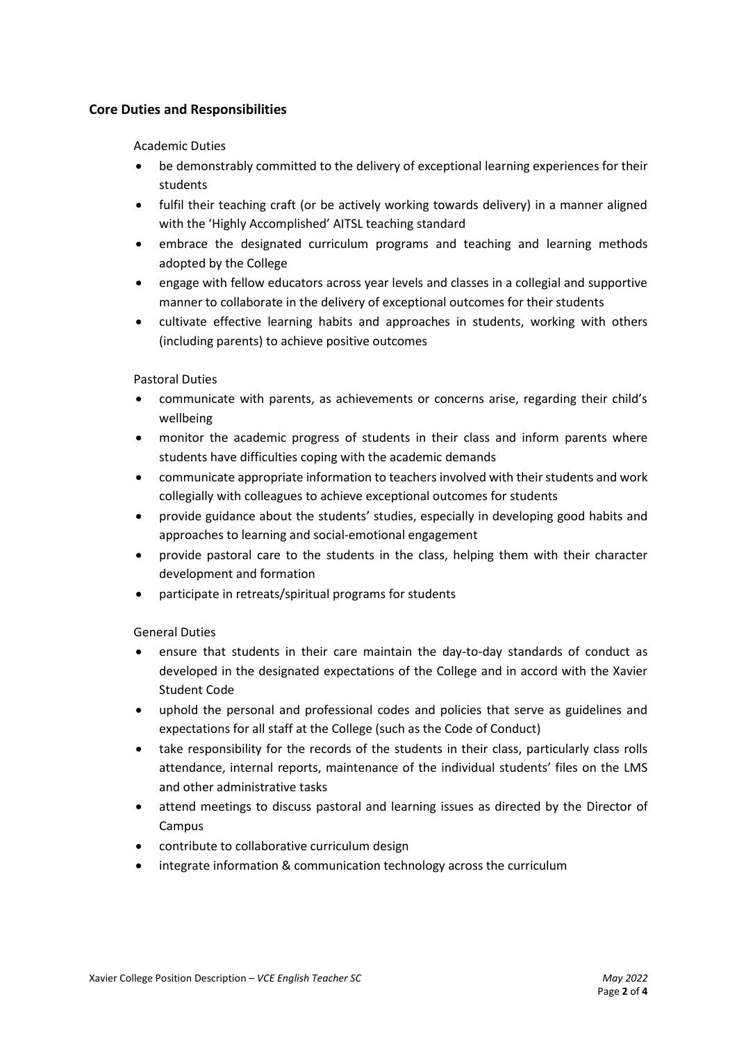## Core Duties and Responsibilities

Academic Duties

- be demonstrably committed to the delivery of exceptional learning experiences for their students
- fulfil their teaching craft (or be actively working towards delivery) in a manner aligned with the 'Highly Accomplished' AITSL teaching standard
- embrace the designated curriculum programs and teaching and learning methods adopted by the College
- engage with fellow educators across year levels and classes in a collegial and supportive manner to collaborate in the delivery of exceptional outcomes for their students
- cultivate effective learning habits and approaches in students, working with others (including parents) to achieve positive outcomes

Pastoral Duties

- communicate with parents, as achievements or concerns arise, regarding their child's wellbeing
- monitor the academic progress of students in their class and inform parents where students have difficulties coping with the academic demands
- communicate appropriate information to teachers involved with their students and work collegially with colleagues to achieve exceptional outcomes for students
- provide guidance about the students' studies, especially in developing good habits and approaches to learning and social-emotional engagement
- provide pastoral care to the students in the class, helping them with their character development and formation
- participate in retreats/spiritual programs for students

General Duties

- ensure that students in their care maintain the day-to-day standards of conduct as developed in the designated expectations of the College and in accord with the Xavier Student Code
- uphold the personal and professional codes and policies that serve as guidelines and expectations for all staff at the College (such as the Code of Conduct)
- take responsibility for the records of the students in their class, particularly class rolls attendance, internal reports, maintenance of the individual students' files on the LMS and other administrative tasks
- attend meetings to discuss pastoral and learning issues as directed by the Director of Campus
- contribute to collaborative curriculum design
- integrate information & communication technology across the curriculum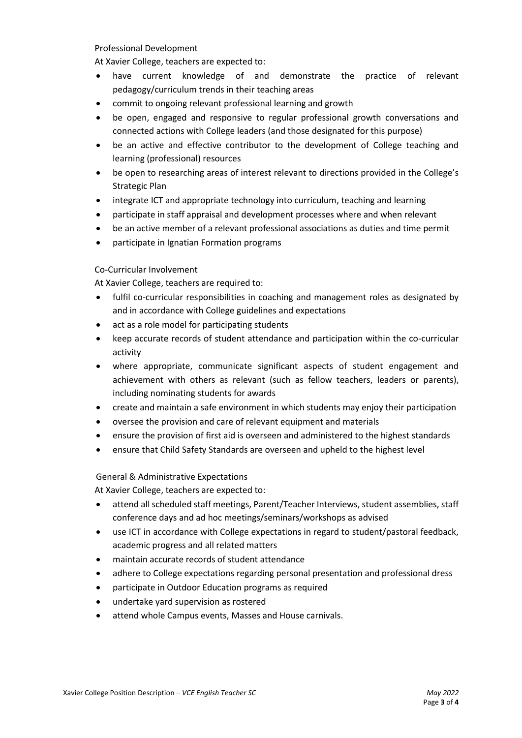Professional Development

At Xavier College, teachers are expected to:

- have current knowledge of and demonstrate the practice of relevant pedagogy/curriculum trends in their teaching areas
- commit to ongoing relevant professional learning and growth
- be open, engaged and responsive to regular professional growth conversations and connected actions with College leaders (and those designated for this purpose)
- be an active and effective contributor to the development of College teaching and learning (professional) resources
- be open to researching areas of interest relevant to directions provided in the College's Strategic Plan
- integrate ICT and appropriate technology into curriculum, teaching and learning
- participate in staff appraisal and development processes where and when relevant
- be an active member of a relevant professional associations as duties and time permit
- participate in Ignatian Formation programs

Co-Curricular Involvement

At Xavier College, teachers are required to:

- fulfil co-curricular responsibilities in coaching and management roles as designated by and in accordance with College guidelines and expectations
- act as a role model for participating students
- keep accurate records of student attendance and participation within the co-curricular activity
- where appropriate, communicate significant aspects of student engagement and achievement with others as relevant (such as fellow teachers, leaders or parents), including nominating students for awards
- create and maintain a safe environment in which students may enjoy their participation
- oversee the provision and care of relevant equipment and materials
- ensure the provision of first aid is overseen and administered to the highest standards
- ensure that Child Safety Standards are overseen and upheld to the highest level

General & Administrative Expectations

At Xavier College, teachers are expected to:

- attend all scheduled staff meetings, Parent/Teacher Interviews, student assemblies, staff conference days and ad hoc meetings/seminars/workshops as advised
- use ICT in accordance with College expectations in regard to student/pastoral feedback, academic progress and all related matters
- maintain accurate records of student attendance
- adhere to College expectations regarding personal presentation and professional dress
- participate in Outdoor Education programs as required
- undertake yard supervision as rostered
- attend whole Campus events, Masses and House carnivals.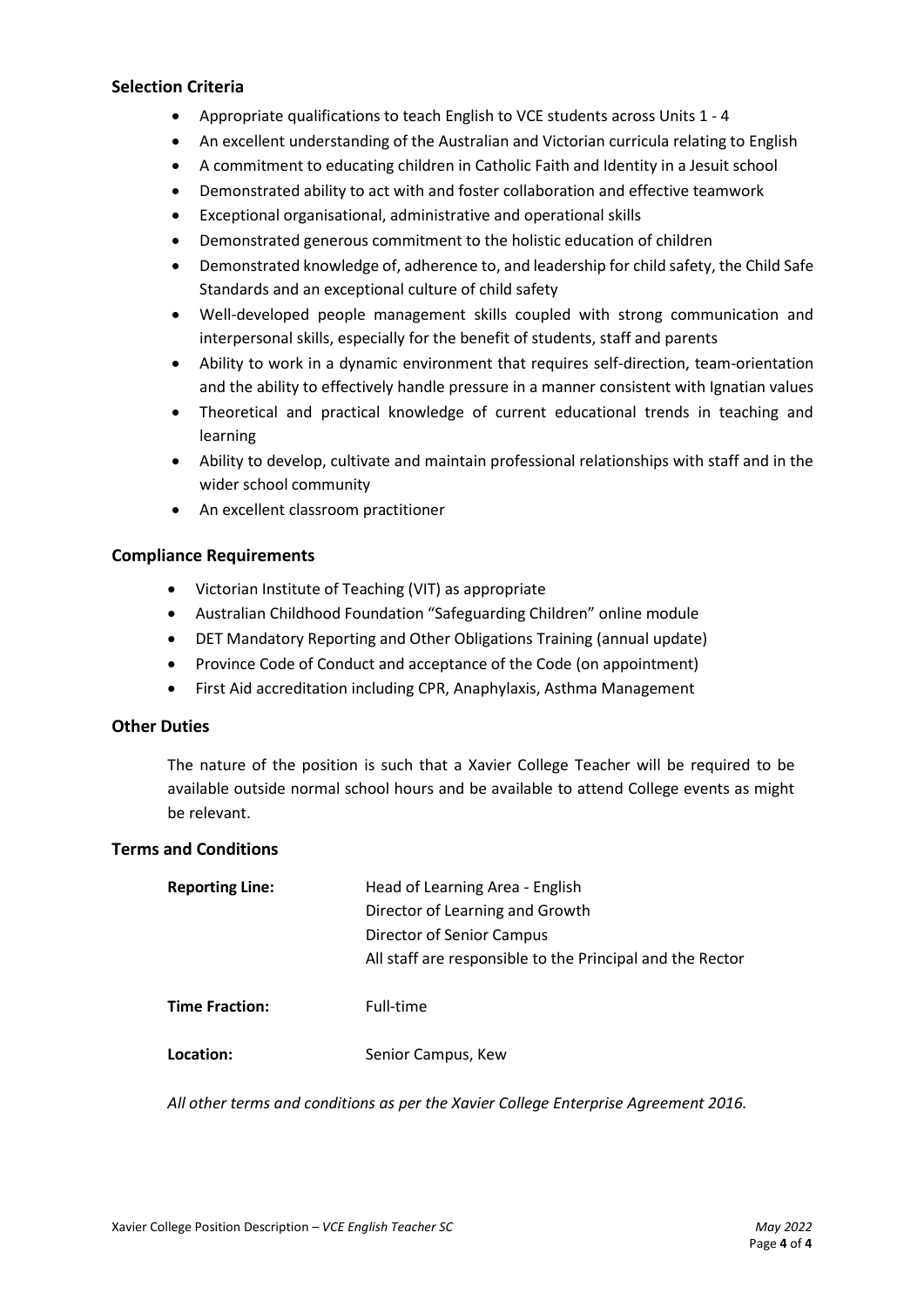## Selection Criteria

- Appropriate qualifications to teach English to VCE students across Units 1 - 4
- An excellent understanding of the Australian and Victorian curricula relating to English
- A commitment to educating children in Catholic Faith and Identity in a Jesuit school
- Demonstrated ability to act with and foster collaboration and effective teamwork
- Exceptional organisational, administrative and operational skills
- Demonstrated generous commitment to the holistic education of children
- Demonstrated knowledge of, adherence to, and leadership for child safety, the Child Safe Standards and an exceptional culture of child safety
- Well-developed people management skills coupled with strong communication and interpersonal skills, especially for the benefit of students, staff and parents
- Ability to work in a dynamic environment that requires self-direction, team-orientation and the ability to effectively handle pressure in a manner consistent with Ignatian values
- Theoretical and practical knowledge of current educational trends in teaching and learning
- Ability to develop, cultivate and maintain professional relationships with staff and in the wider school community
- An excellent classroom practitioner

## Compliance Requirements

- Victorian Institute of Teaching (VIT) as appropriate
- Australian Childhood Foundation "Safeguarding Children" online module
- DET Mandatory Reporting and Other Obligations Training (annual update)
- Province Code of Conduct and acceptance of the Code (on appointment)
- First Aid accreditation including CPR, Anaphylaxis, Asthma Management

## Other Duties

The nature of the position is such that a Xavier College Teacher will be required to be available outside normal school hours and be available to attend College events as might be relevant.

## Terms and Conditions

| | |
|---|---|
| **Reporting Line:** | Head of Learning Area - English<br>Director of Learning and Growth<br>Director of Senior Campus<br>All staff are responsible to the Principal and the Rector |
| **Time Fraction:** | Full-time |
| **Location:** | Senior Campus, Kew |

*All other terms and conditions as per the Xavier College Enterprise Agreement 2016.*